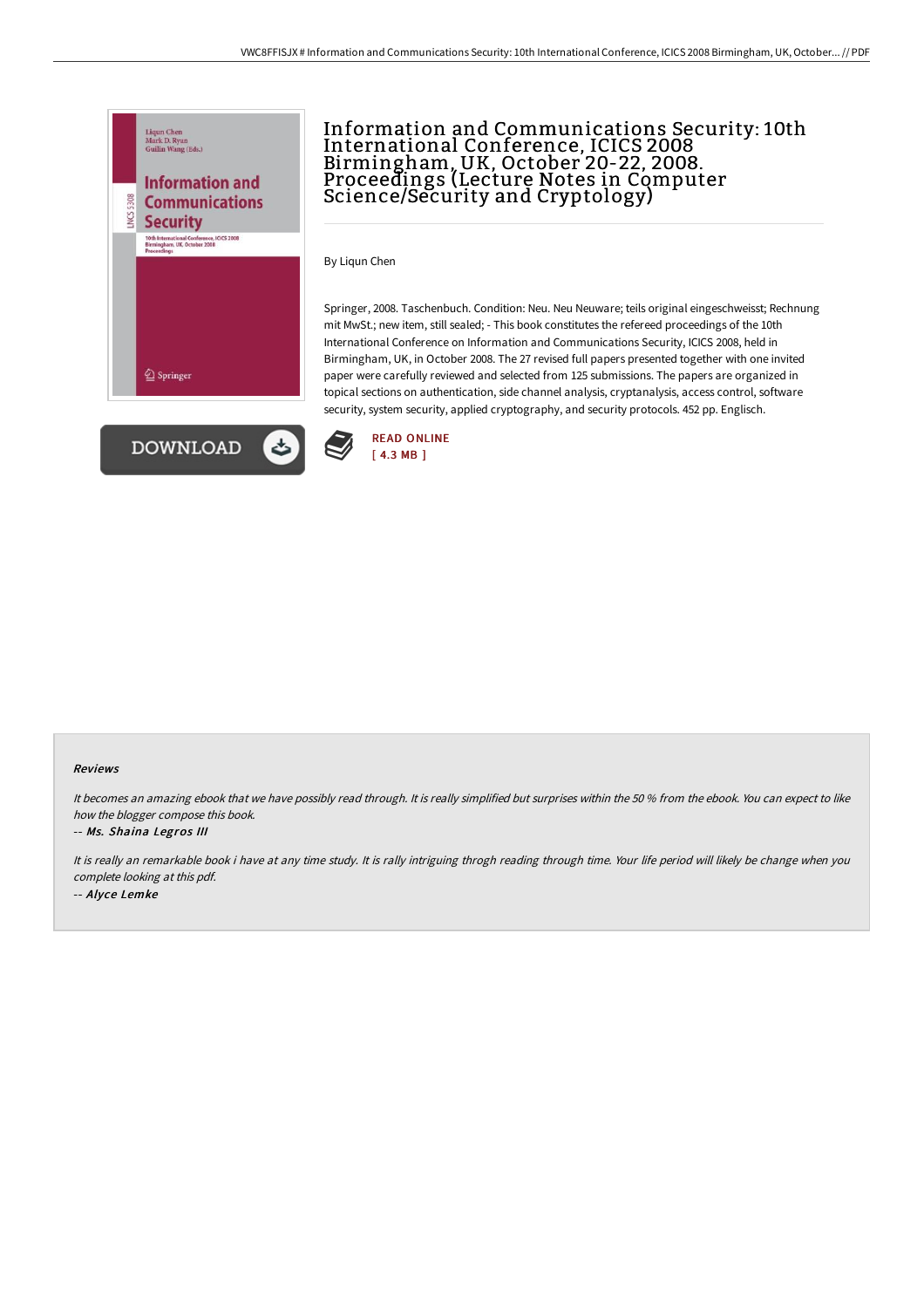# Information and Communications Security: 10th International Conference, ICICS 2008 Birmingham, UK, October 20-22, 2008. Proceedings (Lecture Notes in Computer Science/Security and Cryptology)

By Liqun Chen

Springer, 2008. Taschenbuch. Condition: Neu. Neu Neuware; teils original eingeschweisst; Rechnung mit MwSt.; new item, still sealed; - This book constitutes the refereed proceedings of the 10th International Conference on Information and Communications Security, ICICS 2008, held in Birmingham, UK, in October 2008. The 27 revised full papers presented together with one invited paper were carefully reviewed and selected from 125 submissions. The papers are organized in topical sections on authentication, side channel analysis, cryptanalysis, access control, software security, system security, applied cryptography, and security protocols. 452 pp. Englisch.

DOWNLOAD

READ ONLINE
[ 4.3 MB ]

### Reviews

*It becomes an amazing ebook that we have possibly read through. It is really simplified but surprises within the 50 % from the ebook. You can expect to like how the blogger compose this book.*

*-- Ms. Shaina Legros III*

*It is really an remarkable book i have at any time study. It is rally intriguing throgh reading through time. Your life period will likely be change when you complete looking at this pdf.*

*-- Alyce Lemke*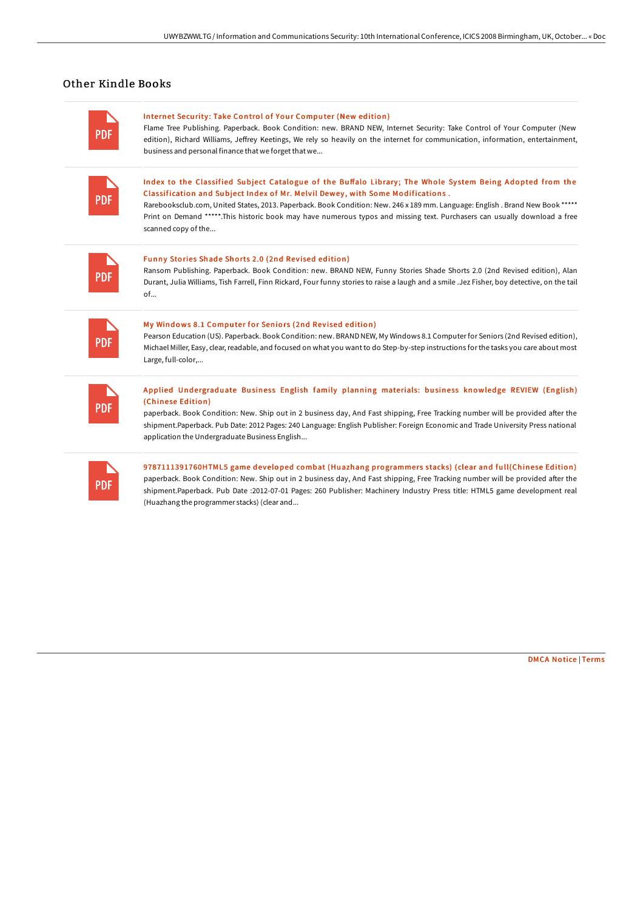## Other Kindle Books

PDF

**Internet Security: Take Control of Your Computer (New edition)**

Flame Tree Publishing. Paperback. Book Condition: new. BRAND NEW, Internet Security: Take Control of Your Computer (New edition), Richard Williams, Jeffrey Keetings, We rely so heavily on the internet for communication, information, entertainment, business and personal finance that we forget that we...

PDF

**Index to the Classified Subject Catalogue of the Buffalo Library; The Whole System Being Adopted from the Classification and Subject Index of Mr. Melvil Dewey, with Some Modifications .**

Rarebooksclub.com, United States, 2013. Paperback. Book Condition: New. 246 x 189 mm. Language: English . Brand New Book ***** Print on Demand *****.This historic book may have numerous typos and missing text. Purchasers can usually download a free scanned copy of the...

PDF

**Funny Stories Shade Shorts 2.0 (2nd Revised edition)**

Ransom Publishing. Paperback. Book Condition: new. BRAND NEW, Funny Stories Shade Shorts 2.0 (2nd Revised edition), Alan Durant, Julia Williams, Tish Farrell, Finn Rickard, Four funny stories to raise a laugh and a smile .Jez Fisher, boy detective, on the tail of...

PDF

**My Windows 8.1 Computer for Seniors (2nd Revised edition)**

Pearson Education (US). Paperback. Book Condition: new. BRAND NEW, My Windows 8.1 Computer for Seniors (2nd Revised edition), Michael Miller, Easy, clear, readable, and focused on what you want to do Step-by-step instructions for the tasks you care about most Large, full-color,...

PDF

**Applied Undergraduate Business English family planning materials: business knowledge REVIEW (English)(Chinese Edition)**

paperback. Book Condition: New. Ship out in 2 business day, And Fast shipping, Free Tracking number will be provided after the shipment.Paperback. Pub Date: 2012 Pages: 240 Language: English Publisher: Foreign Economic and Trade University Press national application the Undergraduate Business English...

PDF

**9787111391760HTML5 game developed combat (Huazhang programmers stacks) (clear and full(Chinese Edition)**

paperback. Book Condition: New. Ship out in 2 business day, And Fast shipping, Free Tracking number will be provided after the shipment.Paperback. Pub Date :2012-07-01 Pages: 260 Publisher: Machinery Industry Press title: HTML5 game development real (Huazhang the programmer stacks) (clear and...

DMCA Notice | Terms